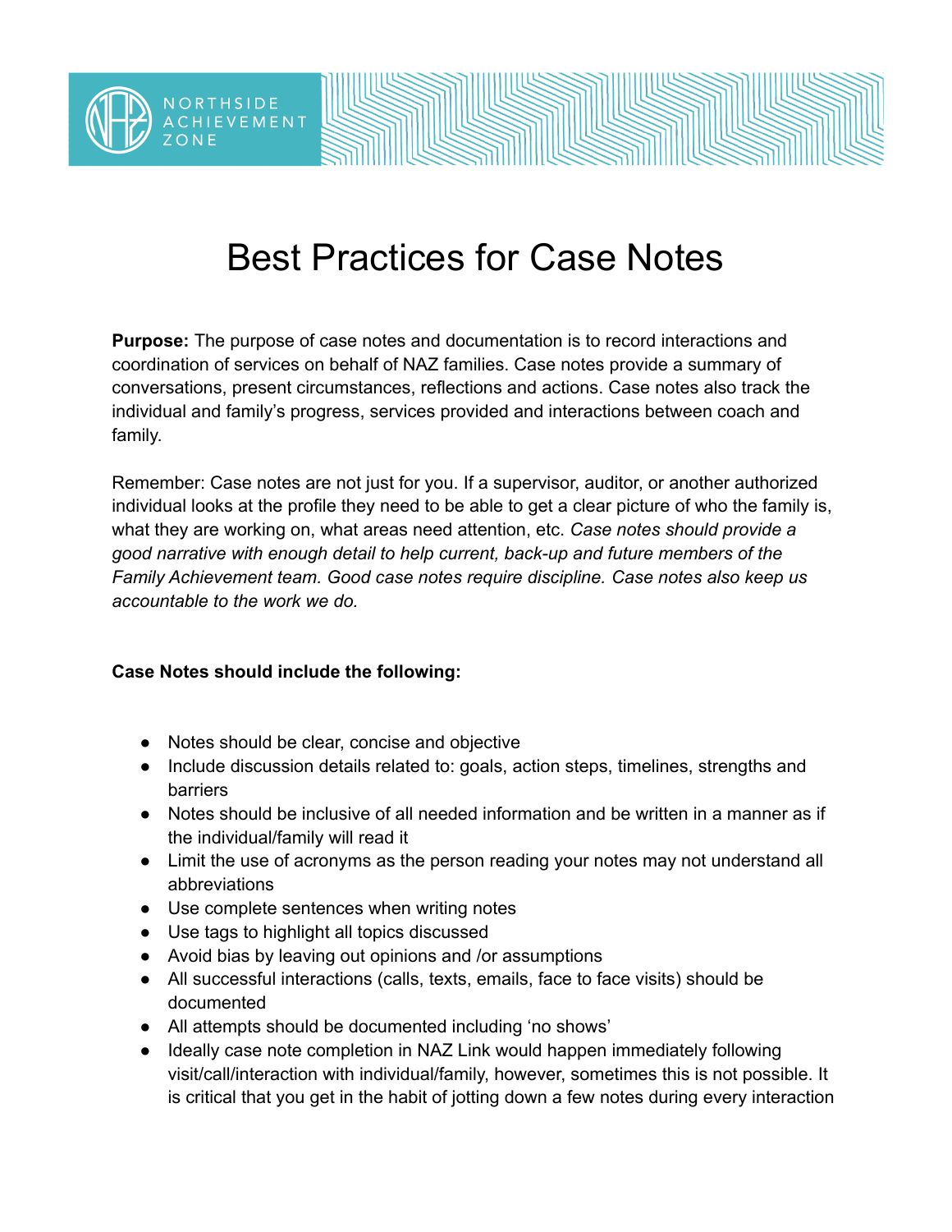# Best Practices for Case Notes

**Purpose:** The purpose of case notes and documentation is to record interactions and coordination of services on behalf of NAZ families. Case notes provide a summary of conversations, present circumstances, reflections and actions. Case notes also track the individual and family's progress, services provided and interactions between coach and family.

Remember: Case notes are not just for you. If a supervisor, auditor, or another authorized individual looks at the profile they need to be able to get a clear picture of who the family is, what they are working on, what areas need attention, etc. *Case notes should provide a good narrative with enough detail to help current, back-up and future members of the Family Achievement team. Good case notes require discipline. Case notes also keep us accountable to the work we do.*

**Case Notes should include the following:**

- Notes should be clear, concise and objective
- Include discussion details related to: goals, action steps, timelines, strengths and barriers
- Notes should be inclusive of all needed information and be written in a manner as if the individual/family will read it
- Limit the use of acronyms as the person reading your notes may not understand all abbreviations
- Use complete sentences when writing notes
- Use tags to highlight all topics discussed
- Avoid bias by leaving out opinions and /or assumptions
- All successful interactions (calls, texts, emails, face to face visits) should be documented
- All attempts should be documented including 'no shows'
- Ideally case note completion in NAZ Link would happen immediately following visit/call/interaction with individual/family, however, sometimes this is not possible. It is critical that you get in the habit of jotting down a few notes during every interaction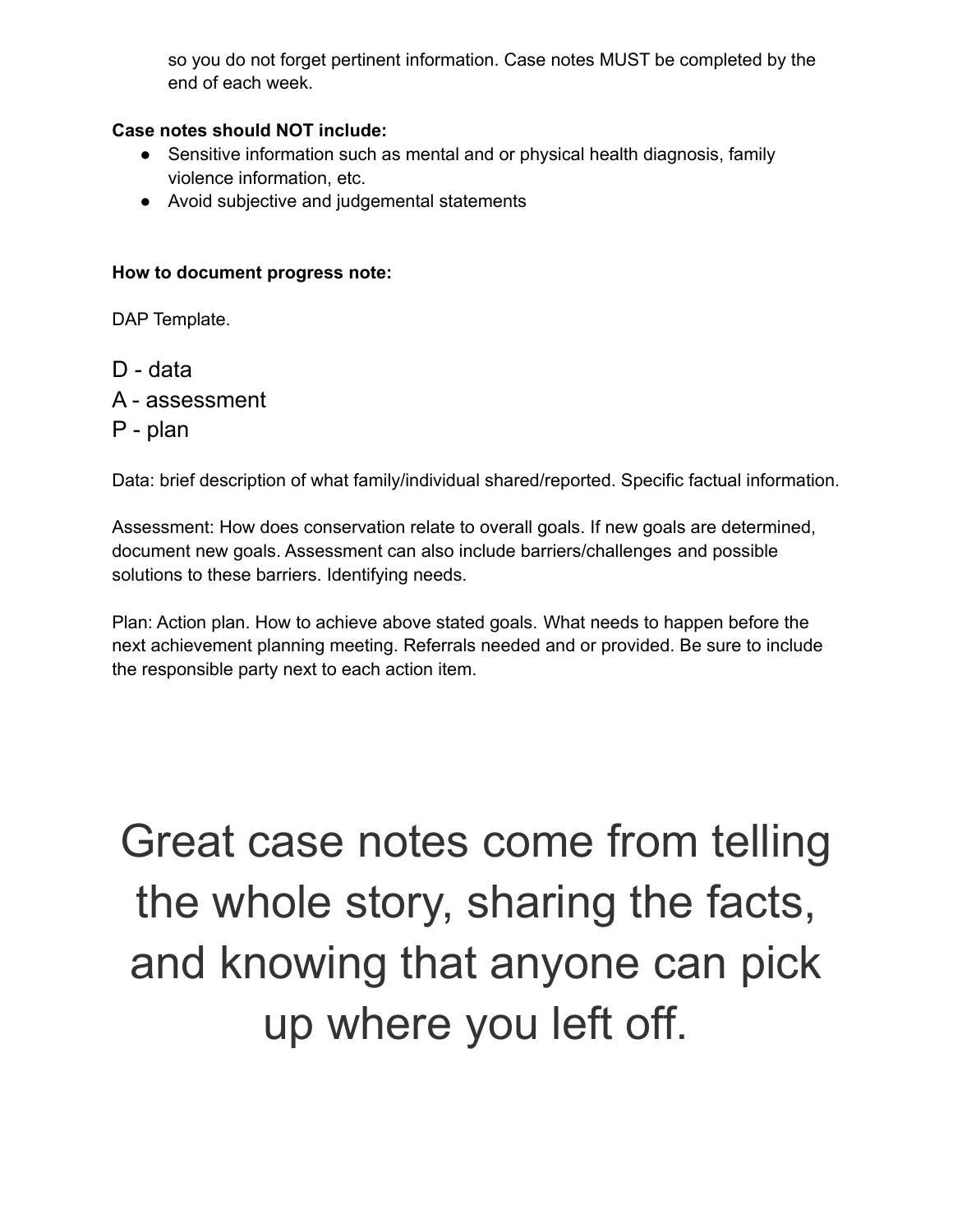so you do not forget pertinent information. Case notes MUST be completed by the end of each week.

**Case notes should NOT include:**

- Sensitive information such as mental and or physical health diagnosis, family violence information, etc.
- Avoid subjective and judgemental statements

**How to document progress note:**

DAP Template.

D - data
A - assessment
P - plan

Data: brief description of what family/individual shared/reported. Specific factual information.

Assessment: How does conservation relate to overall goals. If new goals are determined, document new goals. Assessment can also include barriers/challenges and possible solutions to these barriers. Identifying needs.

Plan: Action plan. How to achieve above stated goals. What needs to happen before the next achievement planning meeting. Referrals needed and or provided. Be sure to include the responsible party next to each action item.

# Great case notes come from telling the whole story, sharing the facts, and knowing that anyone can pick up where you left off.